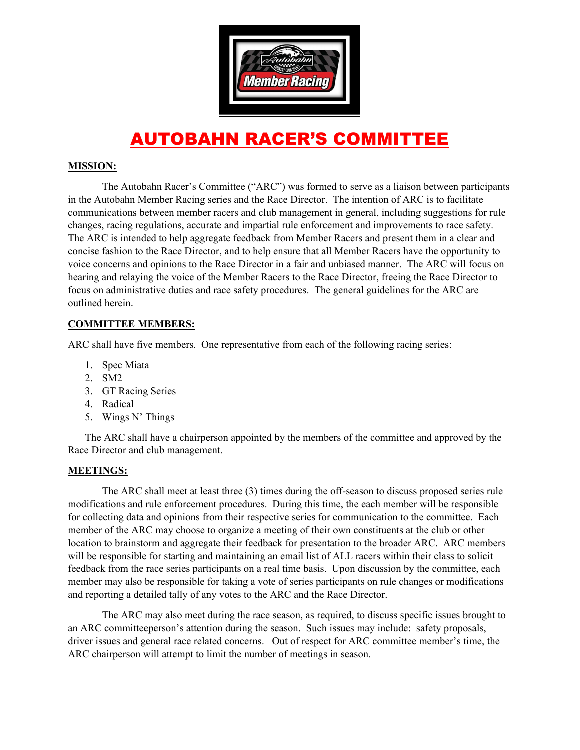# AUTOBAHN RACER'S COMMITTEE

**MISSION:**

The Autobahn Racer's Committee ("ARC") was formed to serve as a liaison between participants in the Autobahn Member Racing series and the Race Director. The intention of ARC is to facilitate communications between member racers and club management in general, including suggestions for rule changes, racing regulations, accurate and impartial rule enforcement and improvements to race safety. The ARC is intended to help aggregate feedback from Member Racers and present them in a clear and concise fashion to the Race Director, and to help ensure that all Member Racers have the opportunity to voice concerns and opinions to the Race Director in a fair and unbiased manner. The ARC will focus on hearing and relaying the voice of the Member Racers to the Race Director, freeing the Race Director to focus on administrative duties and race safety procedures. The general guidelines for the ARC are outlined herein.

**COMMITTEE MEMBERS:**

ARC shall have five members. One representative from each of the following racing series:

1. Spec Miata
2. SM2
3. GT Racing Series
4. Radical
5. Wings N' Things

The ARC shall have a chairperson appointed by the members of the committee and approved by the Race Director and club management.

**MEETINGS:**

The ARC shall meet at least three (3) times during the off-season to discuss proposed series rule modifications and rule enforcement procedures. During this time, the each member will be responsible for collecting data and opinions from their respective series for communication to the committee. Each member of the ARC may choose to organize a meeting of their own constituents at the club or other location to brainstorm and aggregate their feedback for presentation to the broader ARC. ARC members will be responsible for starting and maintaining an email list of ALL racers within their class to solicit feedback from the race series participants on a real time basis. Upon discussion by the committee, each member may also be responsible for taking a vote of series participants on rule changes or modifications and reporting a detailed tally of any votes to the ARC and the Race Director.

The ARC may also meet during the race season, as required, to discuss specific issues brought to an ARC committeeperson's attention during the season. Such issues may include: safety proposals, driver issues and general race related concerns. Out of respect for ARC committee member's time, the ARC chairperson will attempt to limit the number of meetings in season.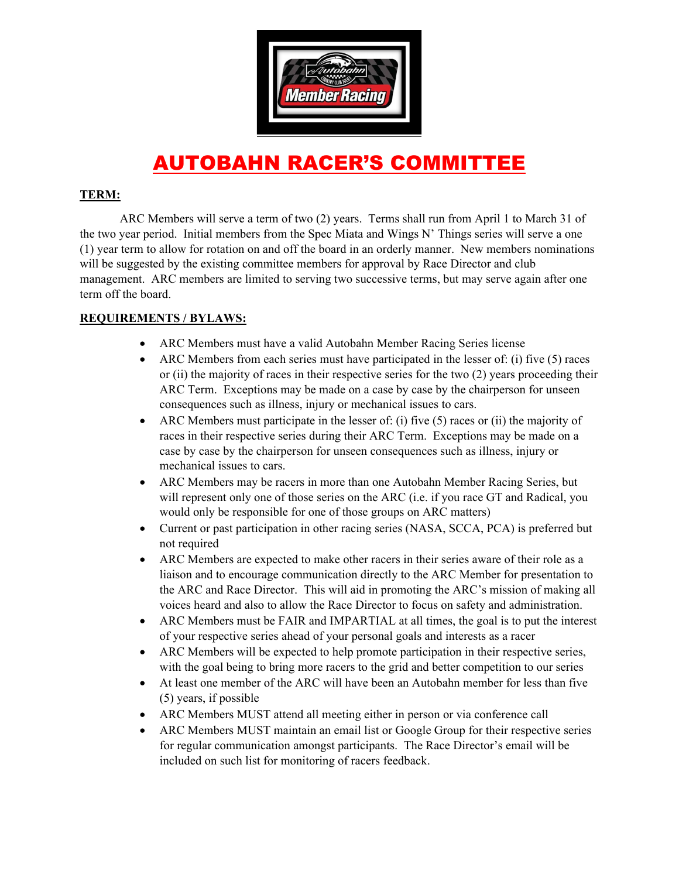# AUTOBAHN RACER'S COMMITTEE

**TERM:**

ARC Members will serve a term of two (2) years. Terms shall run from April 1 to March 31 of the two year period. Initial members from the Spec Miata and Wings N' Things series will serve a one (1) year term to allow for rotation on and off the board in an orderly manner. New members nominations will be suggested by the existing committee members for approval by Race Director and club management. ARC members are limited to serving two successive terms, but may serve again after one term off the board.

**REQUIREMENTS / BYLAWS:**

- ARC Members must have a valid Autobahn Member Racing Series license
- ARC Members from each series must have participated in the lesser of: (i) five (5) races or (ii) the majority of races in their respective series for the two (2) years proceeding their ARC Term. Exceptions may be made on a case by case by the chairperson for unseen consequences such as illness, injury or mechanical issues to cars.
- ARC Members must participate in the lesser of: (i) five (5) races or (ii) the majority of races in their respective series during their ARC Term. Exceptions may be made on a case by case by the chairperson for unseen consequences such as illness, injury or mechanical issues to cars.
- ARC Members may be racers in more than one Autobahn Member Racing Series, but will represent only one of those series on the ARC (i.e. if you race GT and Radical, you would only be responsible for one of those groups on ARC matters)
- Current or past participation in other racing series (NASA, SCCA, PCA) is preferred but not required
- ARC Members are expected to make other racers in their series aware of their role as a liaison and to encourage communication directly to the ARC Member for presentation to the ARC and Race Director. This will aid in promoting the ARC's mission of making all voices heard and also to allow the Race Director to focus on safety and administration.
- ARC Members must be FAIR and IMPARTIAL at all times, the goal is to put the interest of your respective series ahead of your personal goals and interests as a racer
- ARC Members will be expected to help promote participation in their respective series, with the goal being to bring more racers to the grid and better competition to our series
- At least one member of the ARC will have been an Autobahn member for less than five (5) years, if possible
- ARC Members MUST attend all meeting either in person or via conference call
- ARC Members MUST maintain an email list or Google Group for their respective series for regular communication amongst participants. The Race Director's email will be included on such list for monitoring of racers feedback.